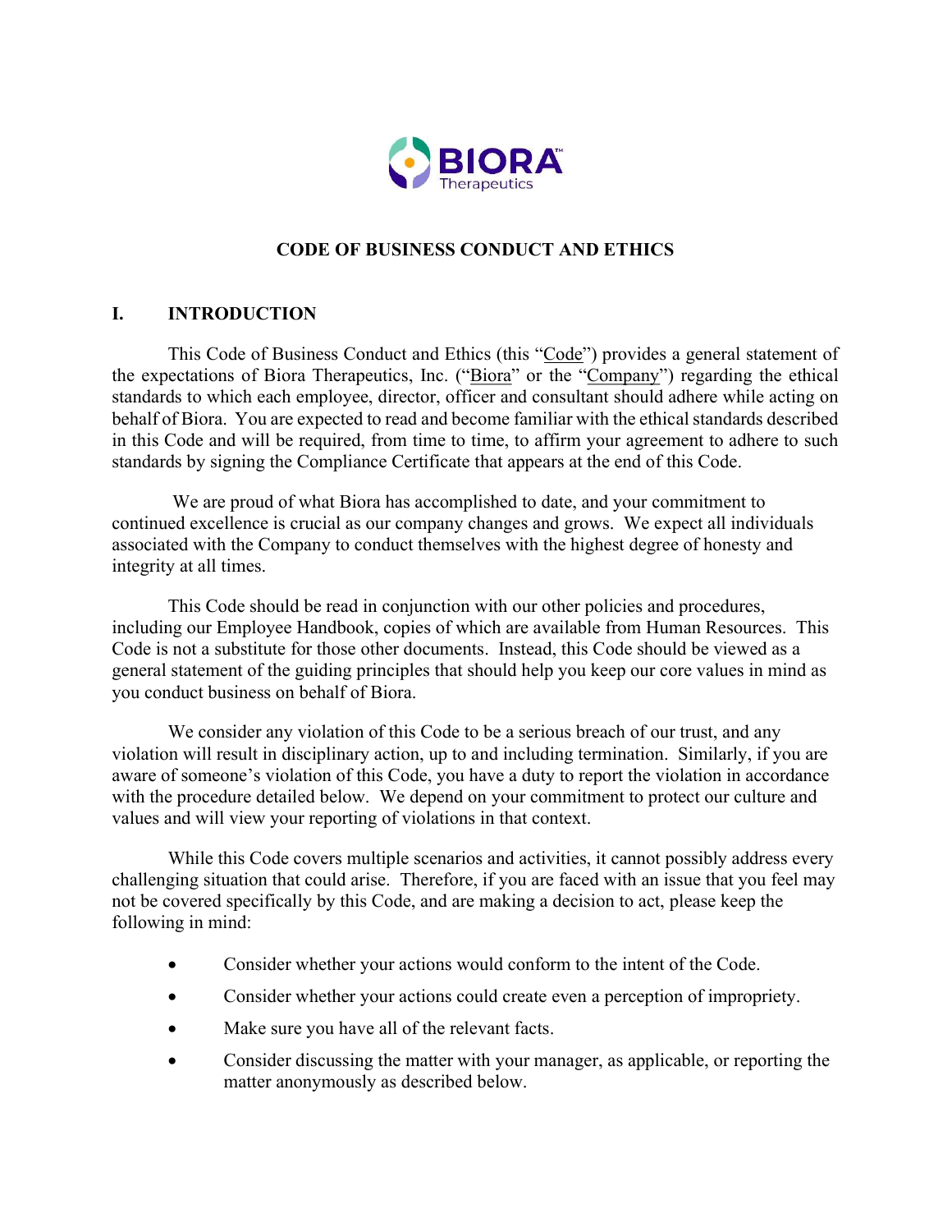# CODE OF BUSINESS CONDUCT AND ETHICS

## I. INTRODUCTION

This Code of Business Conduct and Ethics (this "Code") provides a general statement of the expectations of Biora Therapeutics, Inc. ("Biora" or the "Company") regarding the ethical standards to which each employee, director, officer and consultant should adhere while acting on behalf of Biora. You are expected to read and become familiar with the ethical standards described in this Code and will be required, from time to time, to affirm your agreement to adhere to such standards by signing the Compliance Certificate that appears at the end of this Code.

We are proud of what Biora has accomplished to date, and your commitment to continued excellence is crucial as our company changes and grows. We expect all individuals associated with the Company to conduct themselves with the highest degree of honesty and integrity at all times.

This Code should be read in conjunction with our other policies and procedures, including our Employee Handbook, copies of which are available from Human Resources. This Code is not a substitute for those other documents. Instead, this Code should be viewed as a general statement of the guiding principles that should help you keep our core values in mind as you conduct business on behalf of Biora.

We consider any violation of this Code to be a serious breach of our trust, and any violation will result in disciplinary action, up to and including termination. Similarly, if you are aware of someone's violation of this Code, you have a duty to report the violation in accordance with the procedure detailed below. We depend on your commitment to protect our culture and values and will view your reporting of violations in that context.

While this Code covers multiple scenarios and activities, it cannot possibly address every challenging situation that could arise. Therefore, if you are faced with an issue that you feel may not be covered specifically by this Code, and are making a decision to act, please keep the following in mind:

- Consider whether your actions would conform to the intent of the Code.
- Consider whether your actions could create even a perception of impropriety.
- Make sure you have all of the relevant facts.
- Consider discussing the matter with your manager, as applicable, or reporting the matter anonymously as described below.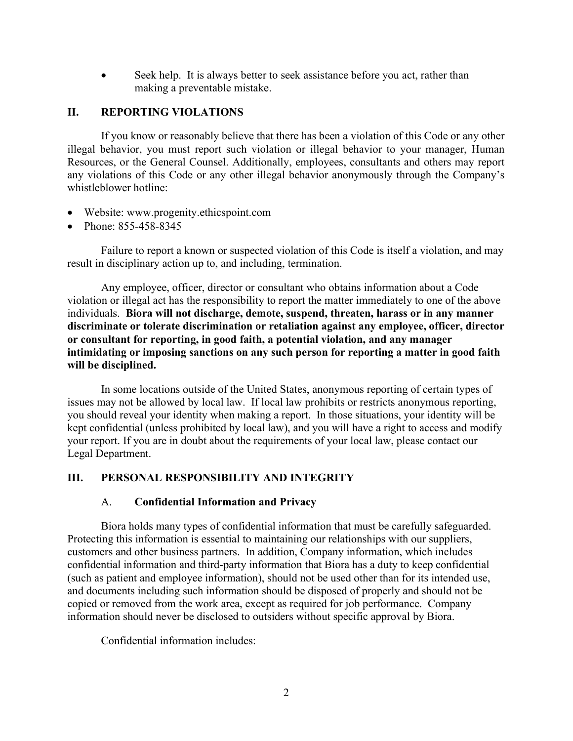- Seek help. It is always better to seek assistance before you act, rather than making a preventable mistake.

## II. REPORTING VIOLATIONS

If you know or reasonably believe that there has been a violation of this Code or any other illegal behavior, you must report such violation or illegal behavior to your manager, Human Resources, or the General Counsel. Additionally, employees, consultants and others may report any violations of this Code or any other illegal behavior anonymously through the Company's whistleblower hotline:

- Website: www.progenity.ethicspoint.com
- Phone: 855-458-8345

Failure to report a known or suspected violation of this Code is itself a violation, and may result in disciplinary action up to, and including, termination.

Any employee, officer, director or consultant who obtains information about a Code violation or illegal act has the responsibility to report the matter immediately to one of the above individuals. **Biora will not discharge, demote, suspend, threaten, harass or in any manner discriminate or tolerate discrimination or retaliation against any employee, officer, director or consultant for reporting, in good faith, a potential violation, and any manager intimidating or imposing sanctions on any such person for reporting a matter in good faith will be disciplined.**

In some locations outside of the United States, anonymous reporting of certain types of issues may not be allowed by local law. If local law prohibits or restricts anonymous reporting, you should reveal your identity when making a report. In those situations, your identity will be kept confidential (unless prohibited by local law), and you will have a right to access and modify your report. If you are in doubt about the requirements of your local law, please contact our Legal Department.

## III. PERSONAL RESPONSIBILITY AND INTEGRITY

### A. Confidential Information and Privacy

Biora holds many types of confidential information that must be carefully safeguarded. Protecting this information is essential to maintaining our relationships with our suppliers, customers and other business partners. In addition, Company information, which includes confidential information and third-party information that Biora has a duty to keep confidential (such as patient and employee information), should not be used other than for its intended use, and documents including such information should be disposed of properly and should not be copied or removed from the work area, except as required for job performance. Company information should never be disclosed to outsiders without specific approval by Biora.

Confidential information includes: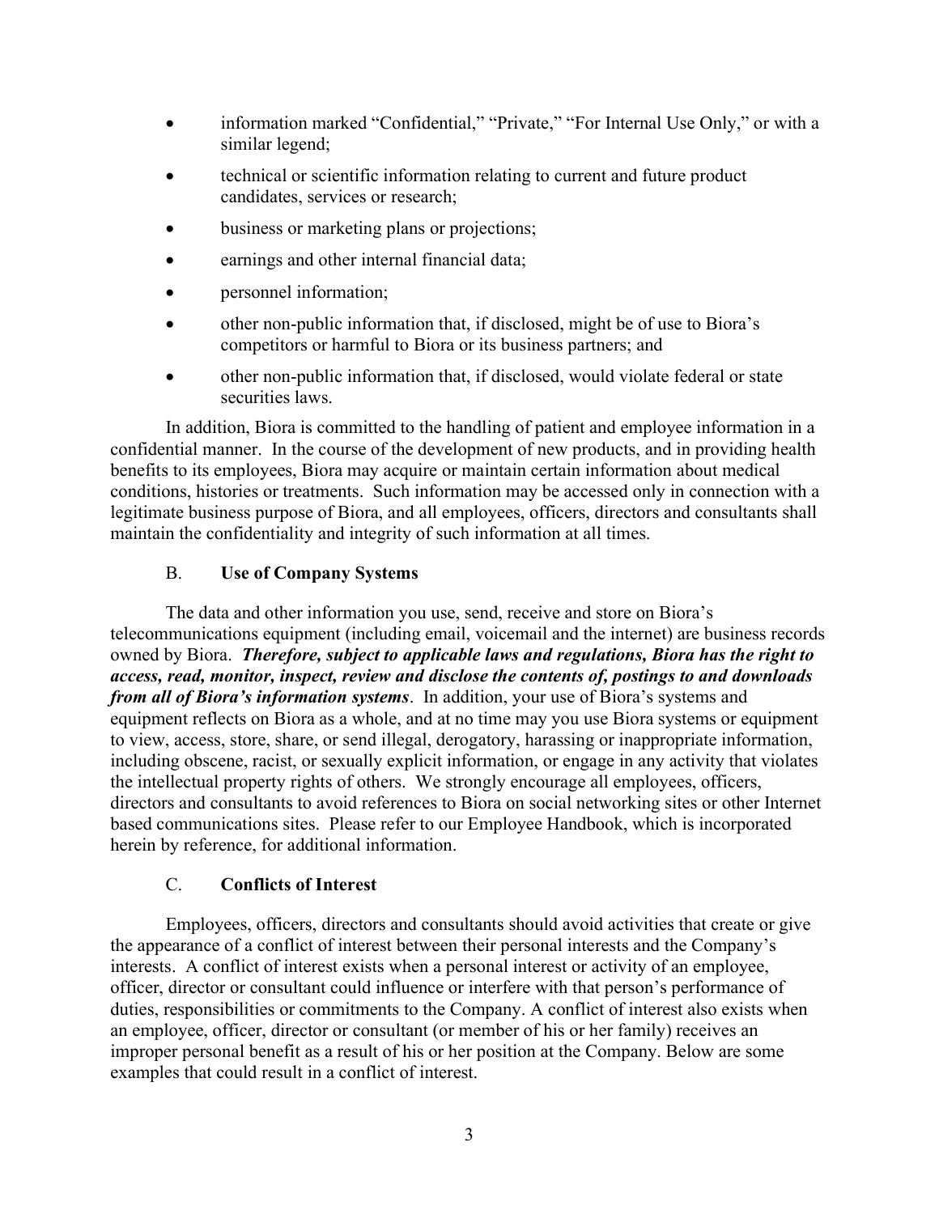- information marked "Confidential," "Private," "For Internal Use Only," or with a similar legend;
- technical or scientific information relating to current and future product candidates, services or research;
- business or marketing plans or projections;
- earnings and other internal financial data;
- personnel information;
- other non-public information that, if disclosed, might be of use to Biora's competitors or harmful to Biora or its business partners; and
- other non-public information that, if disclosed, would violate federal or state securities laws.

In addition, Biora is committed to the handling of patient and employee information in a confidential manner. In the course of the development of new products, and in providing health benefits to its employees, Biora may acquire or maintain certain information about medical conditions, histories or treatments. Such information may be accessed only in connection with a legitimate business purpose of Biora, and all employees, officers, directors and consultants shall maintain the confidentiality and integrity of such information at all times.

### B. Use of Company Systems

The data and other information you use, send, receive and store on Biora's telecommunications equipment (including email, voicemail and the internet) are business records owned by Biora. ***Therefore, subject to applicable laws and regulations, Biora has the right to access, read, monitor, inspect, review and disclose the contents of, postings to and downloads from all of Biora's information systems***. In addition, your use of Biora's systems and equipment reflects on Biora as a whole, and at no time may you use Biora systems or equipment to view, access, store, share, or send illegal, derogatory, harassing or inappropriate information, including obscene, racist, or sexually explicit information, or engage in any activity that violates the intellectual property rights of others. We strongly encourage all employees, officers, directors and consultants to avoid references to Biora on social networking sites or other Internet based communications sites. Please refer to our Employee Handbook, which is incorporated herein by reference, for additional information.

### C. Conflicts of Interest

Employees, officers, directors and consultants should avoid activities that create or give the appearance of a conflict of interest between their personal interests and the Company's interests. A conflict of interest exists when a personal interest or activity of an employee, officer, director or consultant could influence or interfere with that person's performance of duties, responsibilities or commitments to the Company. A conflict of interest also exists when an employee, officer, director or consultant (or member of his or her family) receives an improper personal benefit as a result of his or her position at the Company. Below are some examples that could result in a conflict of interest.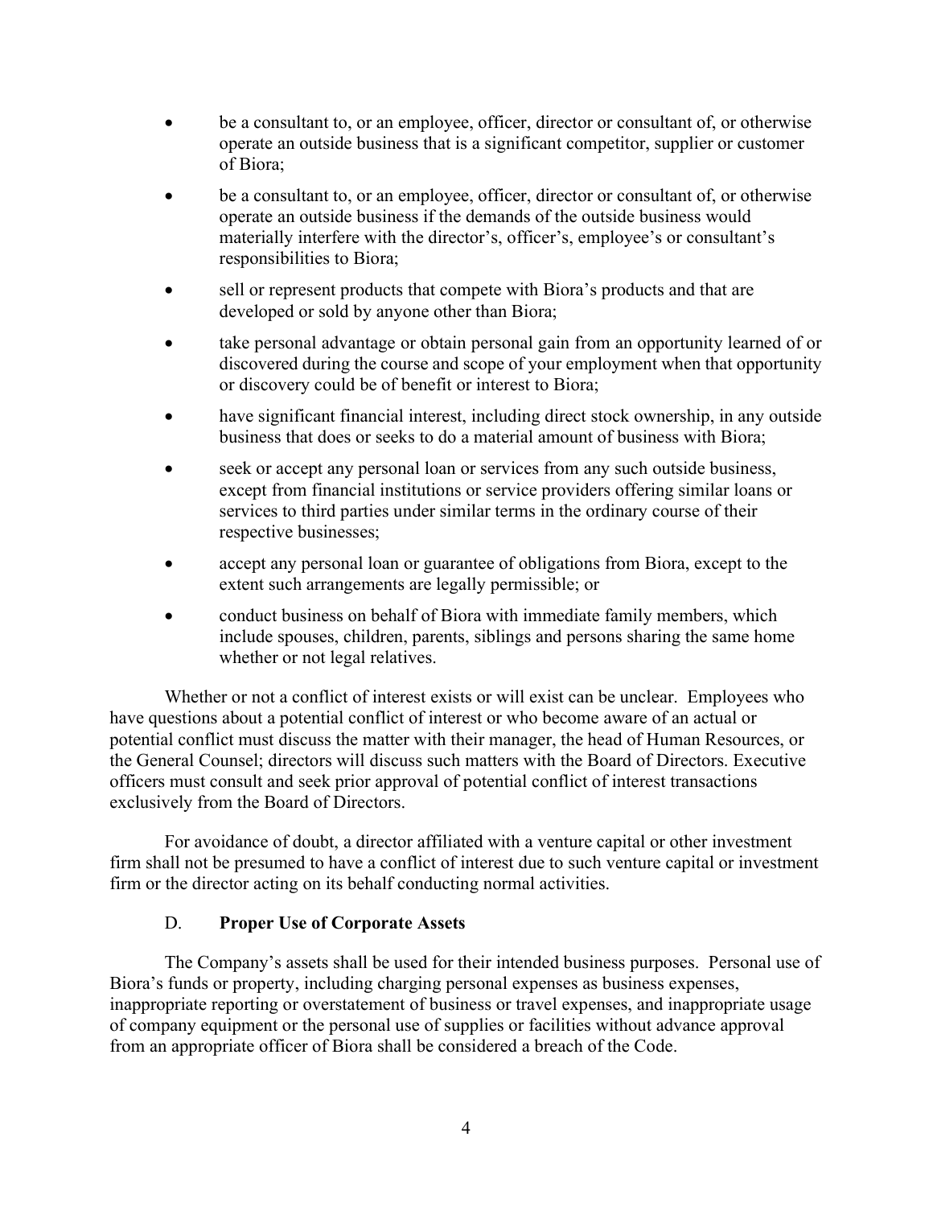- be a consultant to, or an employee, officer, director or consultant of, or otherwise operate an outside business that is a significant competitor, supplier or customer of Biora;
- be a consultant to, or an employee, officer, director or consultant of, or otherwise operate an outside business if the demands of the outside business would materially interfere with the director's, officer's, employee's or consultant's responsibilities to Biora;
- sell or represent products that compete with Biora's products and that are developed or sold by anyone other than Biora;
- take personal advantage or obtain personal gain from an opportunity learned of or discovered during the course and scope of your employment when that opportunity or discovery could be of benefit or interest to Biora;
- have significant financial interest, including direct stock ownership, in any outside business that does or seeks to do a material amount of business with Biora;
- seek or accept any personal loan or services from any such outside business, except from financial institutions or service providers offering similar loans or services to third parties under similar terms in the ordinary course of their respective businesses;
- accept any personal loan or guarantee of obligations from Biora, except to the extent such arrangements are legally permissible; or
- conduct business on behalf of Biora with immediate family members, which include spouses, children, parents, siblings and persons sharing the same home whether or not legal relatives.

Whether or not a conflict of interest exists or will exist can be unclear. Employees who have questions about a potential conflict of interest or who become aware of an actual or potential conflict must discuss the matter with their manager, the head of Human Resources, or the General Counsel; directors will discuss such matters with the Board of Directors. Executive officers must consult and seek prior approval of potential conflict of interest transactions exclusively from the Board of Directors.

For avoidance of doubt, a director affiliated with a venture capital or other investment firm shall not be presumed to have a conflict of interest due to such venture capital or investment firm or the director acting on its behalf conducting normal activities.

### D. **Proper Use of Corporate Assets**

The Company's assets shall be used for their intended business purposes. Personal use of Biora's funds or property, including charging personal expenses as business expenses, inappropriate reporting or overstatement of business or travel expenses, and inappropriate usage of company equipment or the personal use of supplies or facilities without advance approval from an appropriate officer of Biora shall be considered a breach of the Code.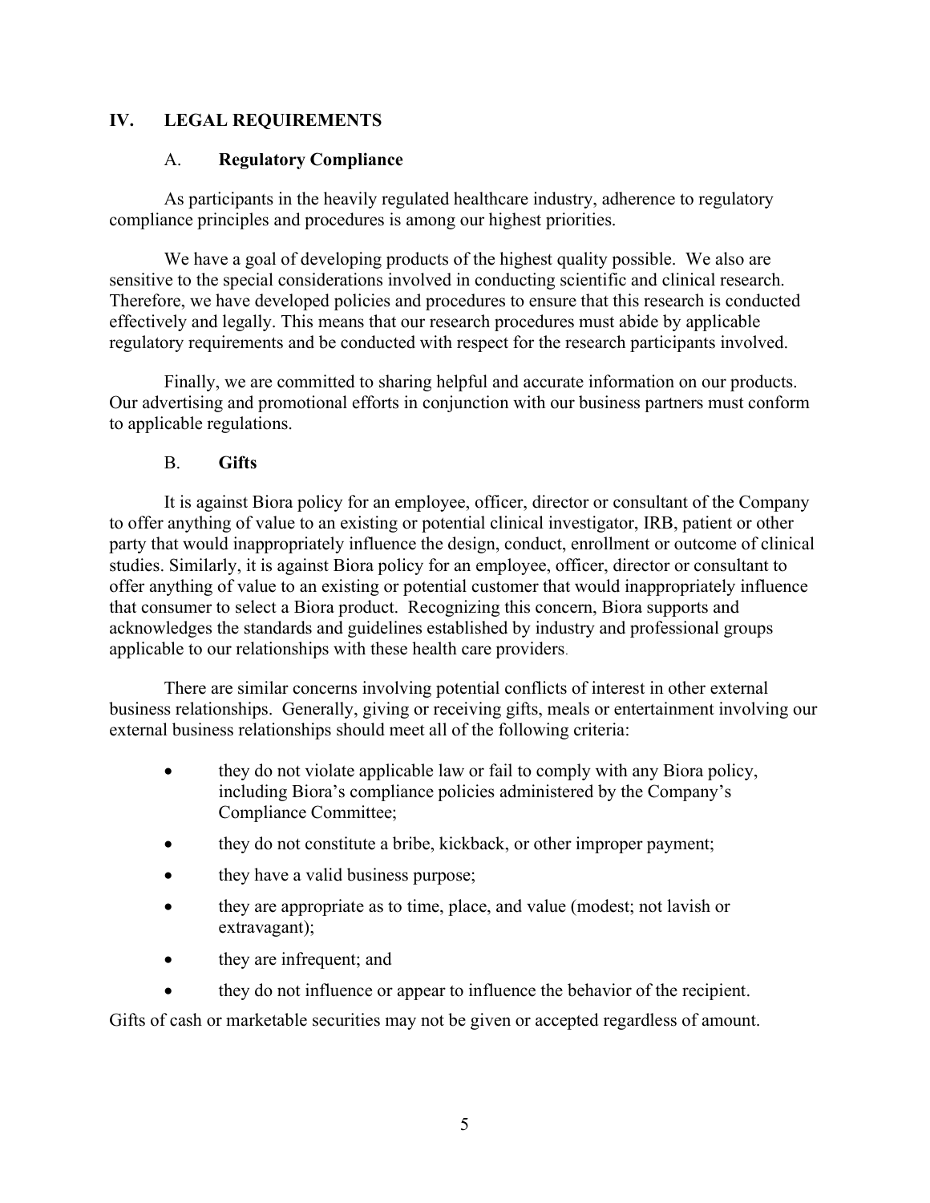## IV. LEGAL REQUIREMENTS

### A. **Regulatory Compliance**

As participants in the heavily regulated healthcare industry, adherence to regulatory compliance principles and procedures is among our highest priorities.

We have a goal of developing products of the highest quality possible. We also are sensitive to the special considerations involved in conducting scientific and clinical research. Therefore, we have developed policies and procedures to ensure that this research is conducted effectively and legally. This means that our research procedures must abide by applicable regulatory requirements and be conducted with respect for the research participants involved.

Finally, we are committed to sharing helpful and accurate information on our products. Our advertising and promotional efforts in conjunction with our business partners must conform to applicable regulations.

### B. **Gifts**

It is against Biora policy for an employee, officer, director or consultant of the Company to offer anything of value to an existing or potential clinical investigator, IRB, patient or other party that would inappropriately influence the design, conduct, enrollment or outcome of clinical studies. Similarly, it is against Biora policy for an employee, officer, director or consultant to offer anything of value to an existing or potential customer that would inappropriately influence that consumer to select a Biora product. Recognizing this concern, Biora supports and acknowledges the standards and guidelines established by industry and professional groups applicable to our relationships with these health care providers.

There are similar concerns involving potential conflicts of interest in other external business relationships. Generally, giving or receiving gifts, meals or entertainment involving our external business relationships should meet all of the following criteria:

- they do not violate applicable law or fail to comply with any Biora policy, including Biora's compliance policies administered by the Company's Compliance Committee;
- they do not constitute a bribe, kickback, or other improper payment;
- they have a valid business purpose;
- they are appropriate as to time, place, and value (modest; not lavish or extravagant);
- they are infrequent; and
- they do not influence or appear to influence the behavior of the recipient.

Gifts of cash or marketable securities may not be given or accepted regardless of amount.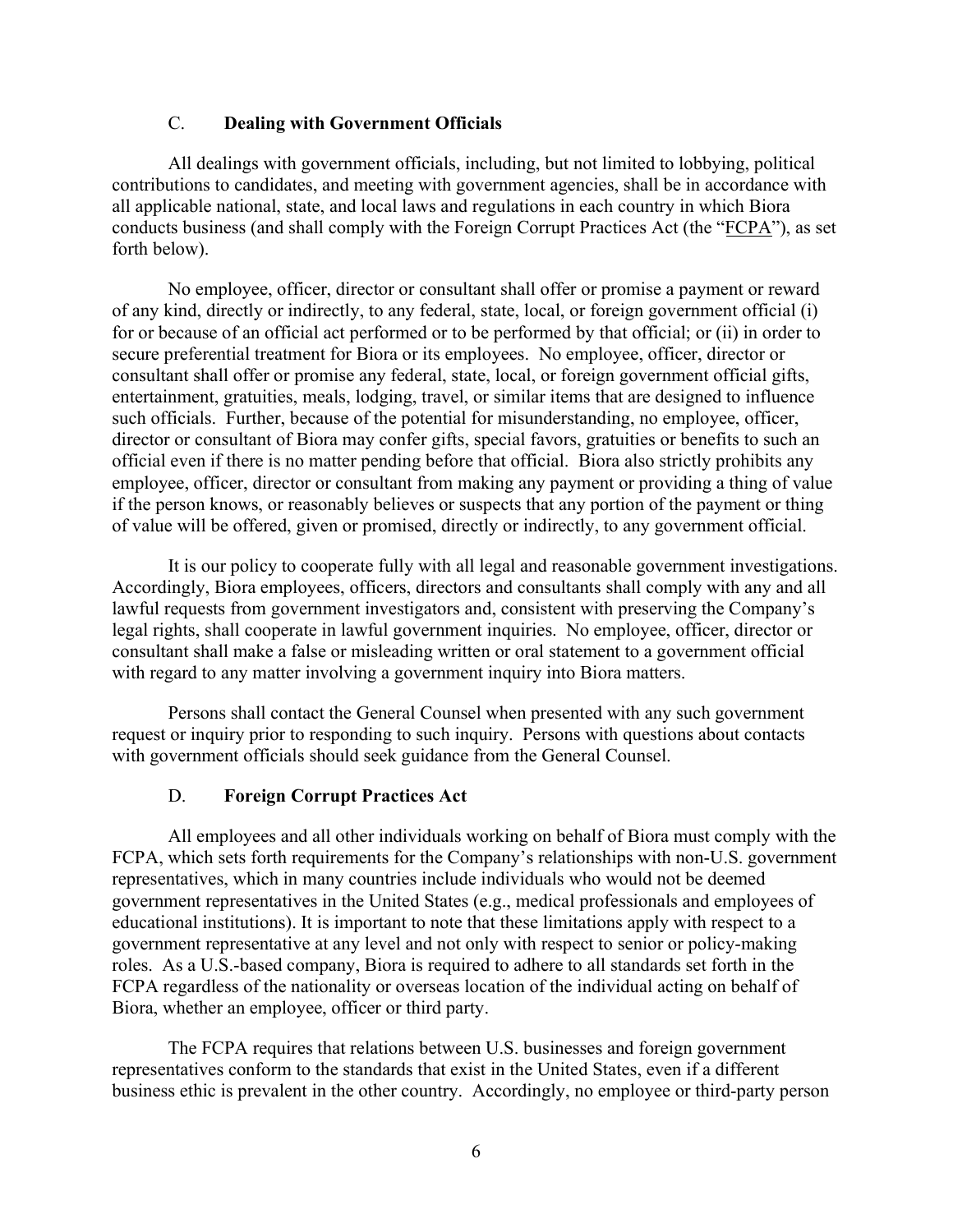### C. **Dealing with Government Officials**

All dealings with government officials, including, but not limited to lobbying, political contributions to candidates, and meeting with government agencies, shall be in accordance with all applicable national, state, and local laws and regulations in each country in which Biora conducts business (and shall comply with the Foreign Corrupt Practices Act (the "FCPA"), as set forth below).

No employee, officer, director or consultant shall offer or promise a payment or reward of any kind, directly or indirectly, to any federal, state, local, or foreign government official (i) for or because of an official act performed or to be performed by that official; or (ii) in order to secure preferential treatment for Biora or its employees. No employee, officer, director or consultant shall offer or promise any federal, state, local, or foreign government official gifts, entertainment, gratuities, meals, lodging, travel, or similar items that are designed to influence such officials. Further, because of the potential for misunderstanding, no employee, officer, director or consultant of Biora may confer gifts, special favors, gratuities or benefits to such an official even if there is no matter pending before that official. Biora also strictly prohibits any employee, officer, director or consultant from making any payment or providing a thing of value if the person knows, or reasonably believes or suspects that any portion of the payment or thing of value will be offered, given or promised, directly or indirectly, to any government official.

It is our policy to cooperate fully with all legal and reasonable government investigations. Accordingly, Biora employees, officers, directors and consultants shall comply with any and all lawful requests from government investigators and, consistent with preserving the Company's legal rights, shall cooperate in lawful government inquiries. No employee, officer, director or consultant shall make a false or misleading written or oral statement to a government official with regard to any matter involving a government inquiry into Biora matters.

Persons shall contact the General Counsel when presented with any such government request or inquiry prior to responding to such inquiry. Persons with questions about contacts with government officials should seek guidance from the General Counsel.

### D. **Foreign Corrupt Practices Act**

All employees and all other individuals working on behalf of Biora must comply with the FCPA, which sets forth requirements for the Company's relationships with non-U.S. government representatives, which in many countries include individuals who would not be deemed government representatives in the United States (e.g., medical professionals and employees of educational institutions). It is important to note that these limitations apply with respect to a government representative at any level and not only with respect to senior or policy-making roles. As a U.S.-based company, Biora is required to adhere to all standards set forth in the FCPA regardless of the nationality or overseas location of the individual acting on behalf of Biora, whether an employee, officer or third party.

The FCPA requires that relations between U.S. businesses and foreign government representatives conform to the standards that exist in the United States, even if a different business ethic is prevalent in the other country. Accordingly, no employee or third-party person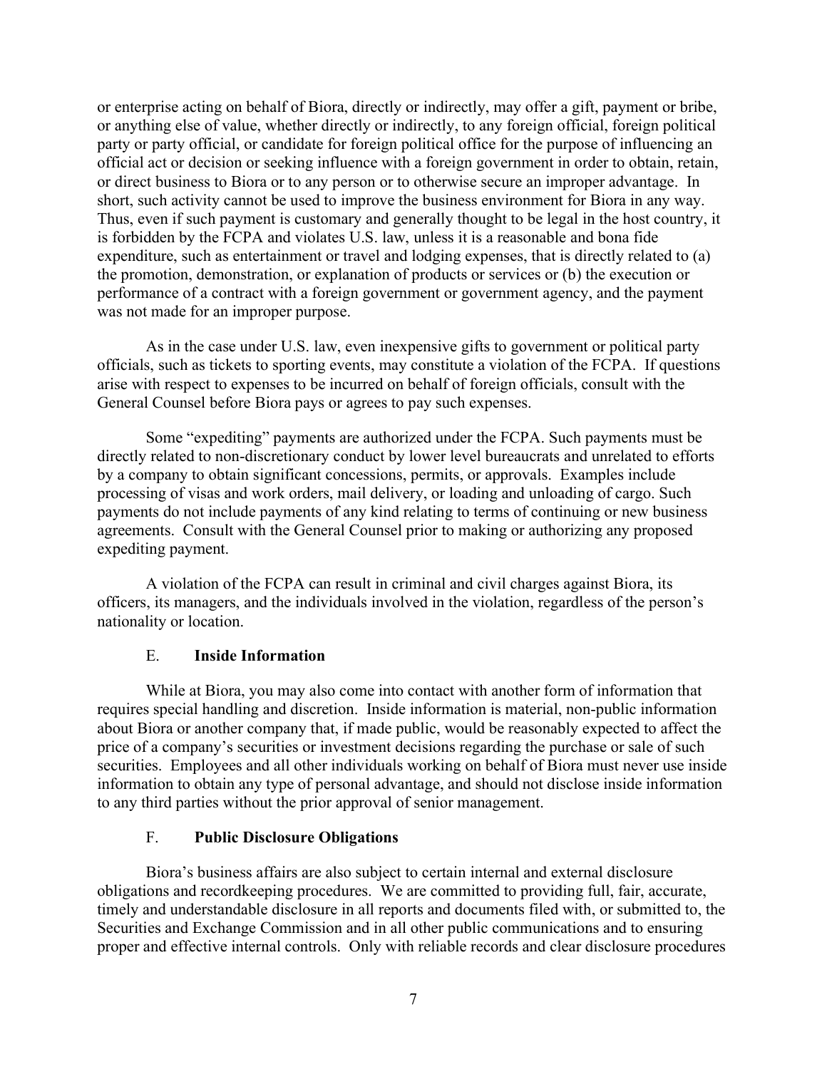or enterprise acting on behalf of Biora, directly or indirectly, may offer a gift, payment or bribe, or anything else of value, whether directly or indirectly, to any foreign official, foreign political party or party official, or candidate for foreign political office for the purpose of influencing an official act or decision or seeking influence with a foreign government in order to obtain, retain, or direct business to Biora or to any person or to otherwise secure an improper advantage. In short, such activity cannot be used to improve the business environment for Biora in any way. Thus, even if such payment is customary and generally thought to be legal in the host country, it is forbidden by the FCPA and violates U.S. law, unless it is a reasonable and bona fide expenditure, such as entertainment or travel and lodging expenses, that is directly related to (a) the promotion, demonstration, or explanation of products or services or (b) the execution or performance of a contract with a foreign government or government agency, and the payment was not made for an improper purpose.

As in the case under U.S. law, even inexpensive gifts to government or political party officials, such as tickets to sporting events, may constitute a violation of the FCPA. If questions arise with respect to expenses to be incurred on behalf of foreign officials, consult with the General Counsel before Biora pays or agrees to pay such expenses.

Some "expediting" payments are authorized under the FCPA. Such payments must be directly related to non-discretionary conduct by lower level bureaucrats and unrelated to efforts by a company to obtain significant concessions, permits, or approvals. Examples include processing of visas and work orders, mail delivery, or loading and unloading of cargo. Such payments do not include payments of any kind relating to terms of continuing or new business agreements. Consult with the General Counsel prior to making or authorizing any proposed expediting payment.

A violation of the FCPA can result in criminal and civil charges against Biora, its officers, its managers, and the individuals involved in the violation, regardless of the person's nationality or location.

### E. **Inside Information**

While at Biora, you may also come into contact with another form of information that requires special handling and discretion. Inside information is material, non-public information about Biora or another company that, if made public, would be reasonably expected to affect the price of a company's securities or investment decisions regarding the purchase or sale of such securities. Employees and all other individuals working on behalf of Biora must never use inside information to obtain any type of personal advantage, and should not disclose inside information to any third parties without the prior approval of senior management.

### F. **Public Disclosure Obligations**

Biora's business affairs are also subject to certain internal and external disclosure obligations and recordkeeping procedures. We are committed to providing full, fair, accurate, timely and understandable disclosure in all reports and documents filed with, or submitted to, the Securities and Exchange Commission and in all other public communications and to ensuring proper and effective internal controls. Only with reliable records and clear disclosure procedures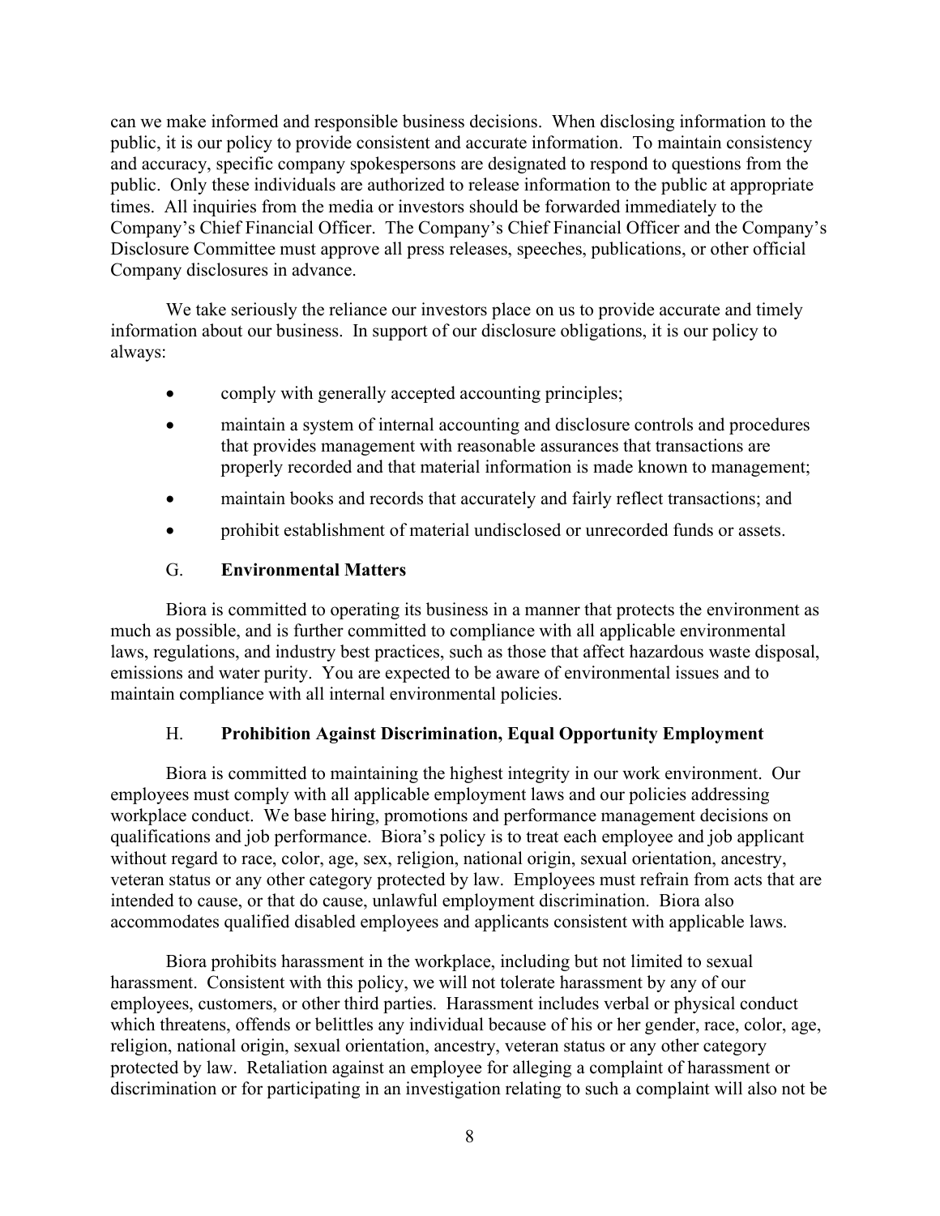can we make informed and responsible business decisions. When disclosing information to the public, it is our policy to provide consistent and accurate information. To maintain consistency and accuracy, specific company spokespersons are designated to respond to questions from the public. Only these individuals are authorized to release information to the public at appropriate times. All inquiries from the media or investors should be forwarded immediately to the Company's Chief Financial Officer. The Company's Chief Financial Officer and the Company's Disclosure Committee must approve all press releases, speeches, publications, or other official Company disclosures in advance.

We take seriously the reliance our investors place on us to provide accurate and timely information about our business. In support of our disclosure obligations, it is our policy to always:

- comply with generally accepted accounting principles;
- maintain a system of internal accounting and disclosure controls and procedures that provides management with reasonable assurances that transactions are properly recorded and that material information is made known to management;
- maintain books and records that accurately and fairly reflect transactions; and
- prohibit establishment of material undisclosed or unrecorded funds or assets.

### G. **Environmental Matters**

Biora is committed to operating its business in a manner that protects the environment as much as possible, and is further committed to compliance with all applicable environmental laws, regulations, and industry best practices, such as those that affect hazardous waste disposal, emissions and water purity. You are expected to be aware of environmental issues and to maintain compliance with all internal environmental policies.

### H. **Prohibition Against Discrimination, Equal Opportunity Employment**

Biora is committed to maintaining the highest integrity in our work environment. Our employees must comply with all applicable employment laws and our policies addressing workplace conduct. We base hiring, promotions and performance management decisions on qualifications and job performance. Biora's policy is to treat each employee and job applicant without regard to race, color, age, sex, religion, national origin, sexual orientation, ancestry, veteran status or any other category protected by law. Employees must refrain from acts that are intended to cause, or that do cause, unlawful employment discrimination. Biora also accommodates qualified disabled employees and applicants consistent with applicable laws.

Biora prohibits harassment in the workplace, including but not limited to sexual harassment. Consistent with this policy, we will not tolerate harassment by any of our employees, customers, or other third parties. Harassment includes verbal or physical conduct which threatens, offends or belittles any individual because of his or her gender, race, color, age, religion, national origin, sexual orientation, ancestry, veteran status or any other category protected by law. Retaliation against an employee for alleging a complaint of harassment or discrimination or for participating in an investigation relating to such a complaint will also not be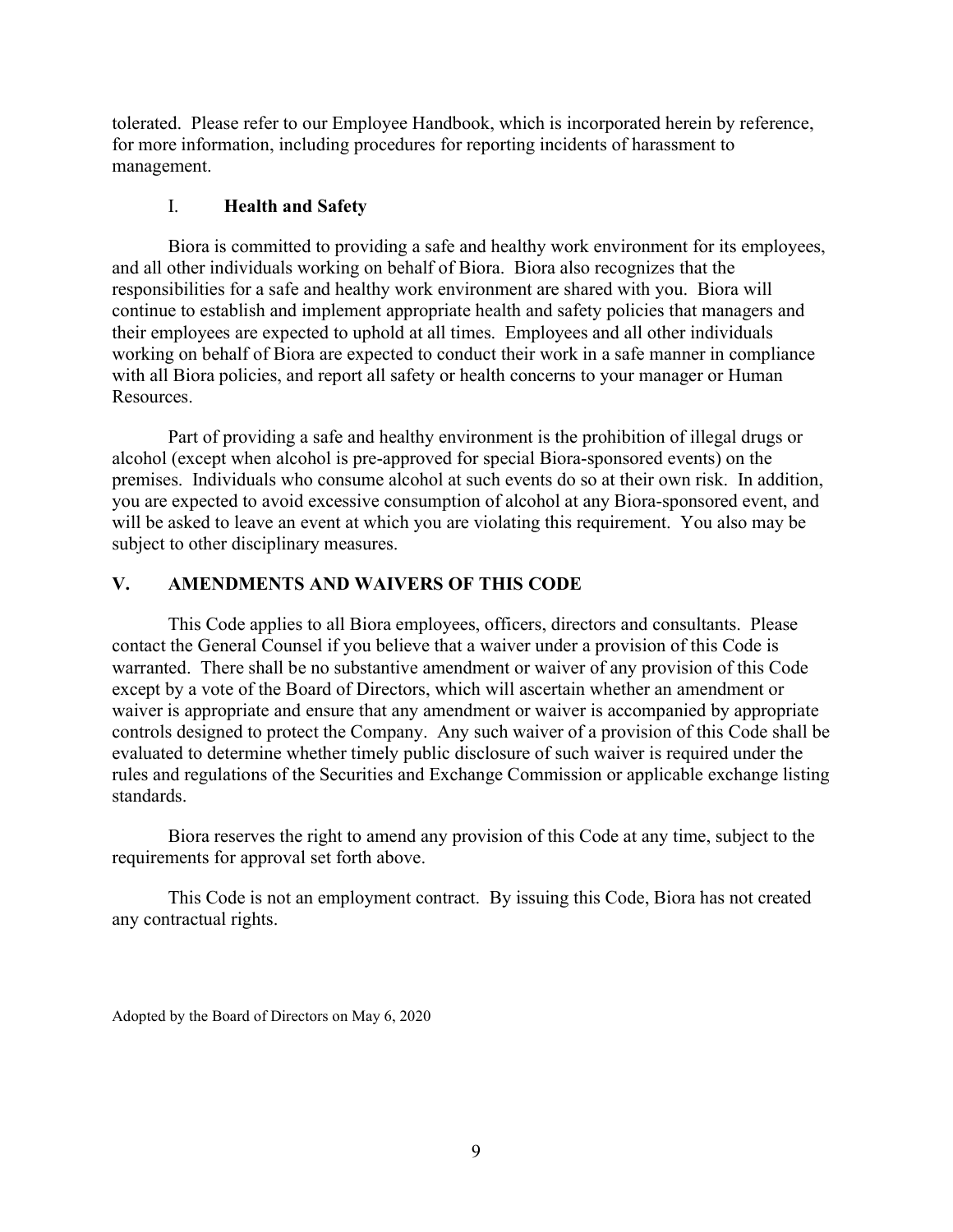tolerated. Please refer to our Employee Handbook, which is incorporated herein by reference, for more information, including procedures for reporting incidents of harassment to management.

### I. Health and Safety

Biora is committed to providing a safe and healthy work environment for its employees, and all other individuals working on behalf of Biora. Biora also recognizes that the responsibilities for a safe and healthy work environment are shared with you. Biora will continue to establish and implement appropriate health and safety policies that managers and their employees are expected to uphold at all times. Employees and all other individuals working on behalf of Biora are expected to conduct their work in a safe manner in compliance with all Biora policies, and report all safety or health concerns to your manager or Human Resources.

Part of providing a safe and healthy environment is the prohibition of illegal drugs or alcohol (except when alcohol is pre-approved for special Biora-sponsored events) on the premises. Individuals who consume alcohol at such events do so at their own risk. In addition, you are expected to avoid excessive consumption of alcohol at any Biora-sponsored event, and will be asked to leave an event at which you are violating this requirement. You also may be subject to other disciplinary measures.

## V. AMENDMENTS AND WAIVERS OF THIS CODE

This Code applies to all Biora employees, officers, directors and consultants. Please contact the General Counsel if you believe that a waiver under a provision of this Code is warranted. There shall be no substantive amendment or waiver of any provision of this Code except by a vote of the Board of Directors, which will ascertain whether an amendment or waiver is appropriate and ensure that any amendment or waiver is accompanied by appropriate controls designed to protect the Company. Any such waiver of a provision of this Code shall be evaluated to determine whether timely public disclosure of such waiver is required under the rules and regulations of the Securities and Exchange Commission or applicable exchange listing standards.

Biora reserves the right to amend any provision of this Code at any time, subject to the requirements for approval set forth above.

This Code is not an employment contract. By issuing this Code, Biora has not created any contractual rights.

Adopted by the Board of Directors on May 6, 2020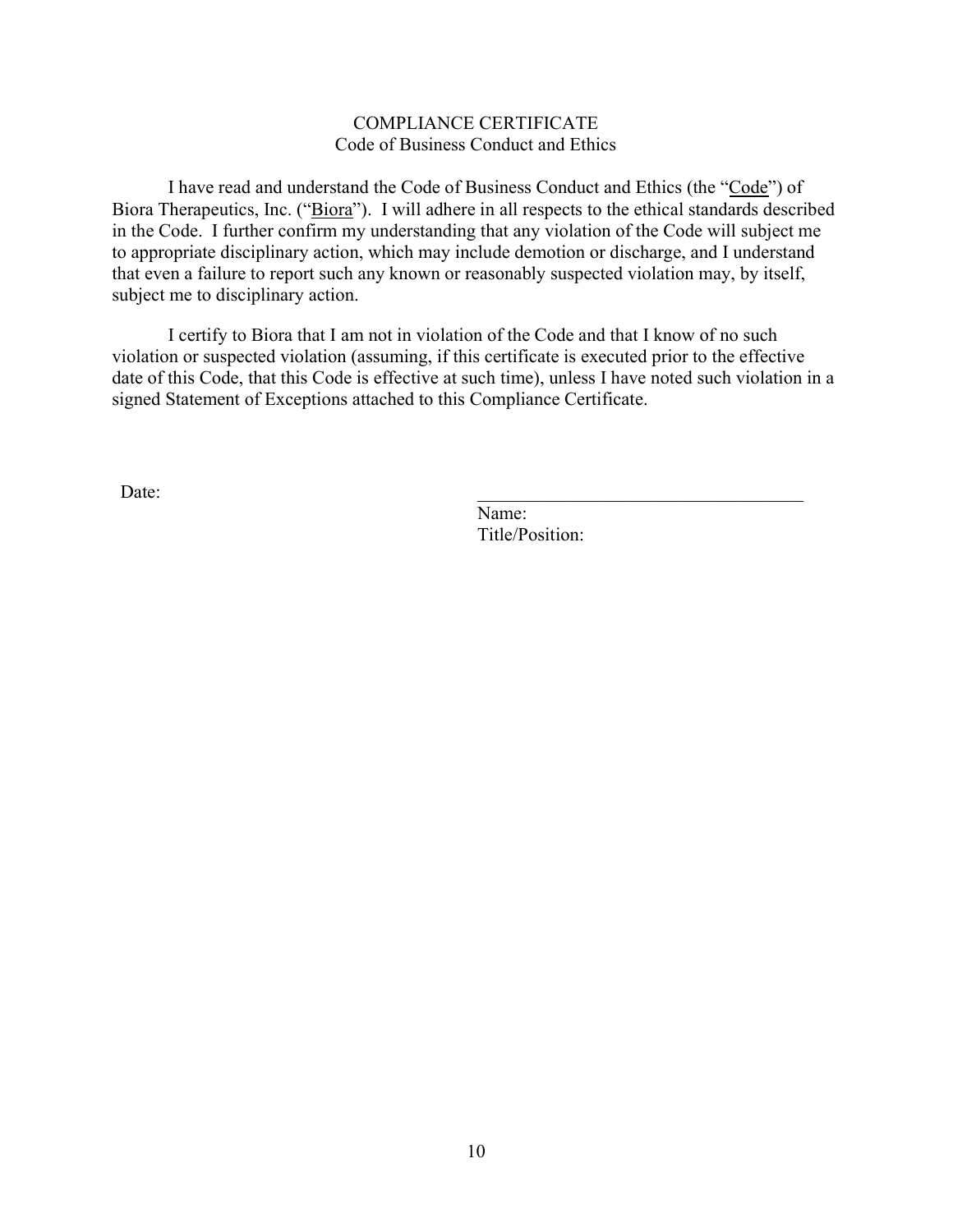# COMPLIANCE CERTIFICATE
## Code of Business Conduct and Ethics

I have read and understand the Code of Business Conduct and Ethics (the "Code") of Biora Therapeutics, Inc. ("Biora"). I will adhere in all respects to the ethical standards described in the Code. I further confirm my understanding that any violation of the Code will subject me to appropriate disciplinary action, which may include demotion or discharge, and I understand that even a failure to report such any known or reasonably suspected violation may, by itself, subject me to disciplinary action.

I certify to Biora that I am not in violation of the Code and that I know of no such violation or suspected violation (assuming, if this certificate is executed prior to the effective date of this Code, that this Code is effective at such time), unless I have noted such violation in a signed Statement of Exceptions attached to this Compliance Certificate.

Date:

\_\_\_\_\_\_\_\_\_\_\_\_\_\_\_\_\_\_\_\_\_\_\_\_\_\_\_\_\_\_\_\_\_\_\_

Name:

Title/Position: